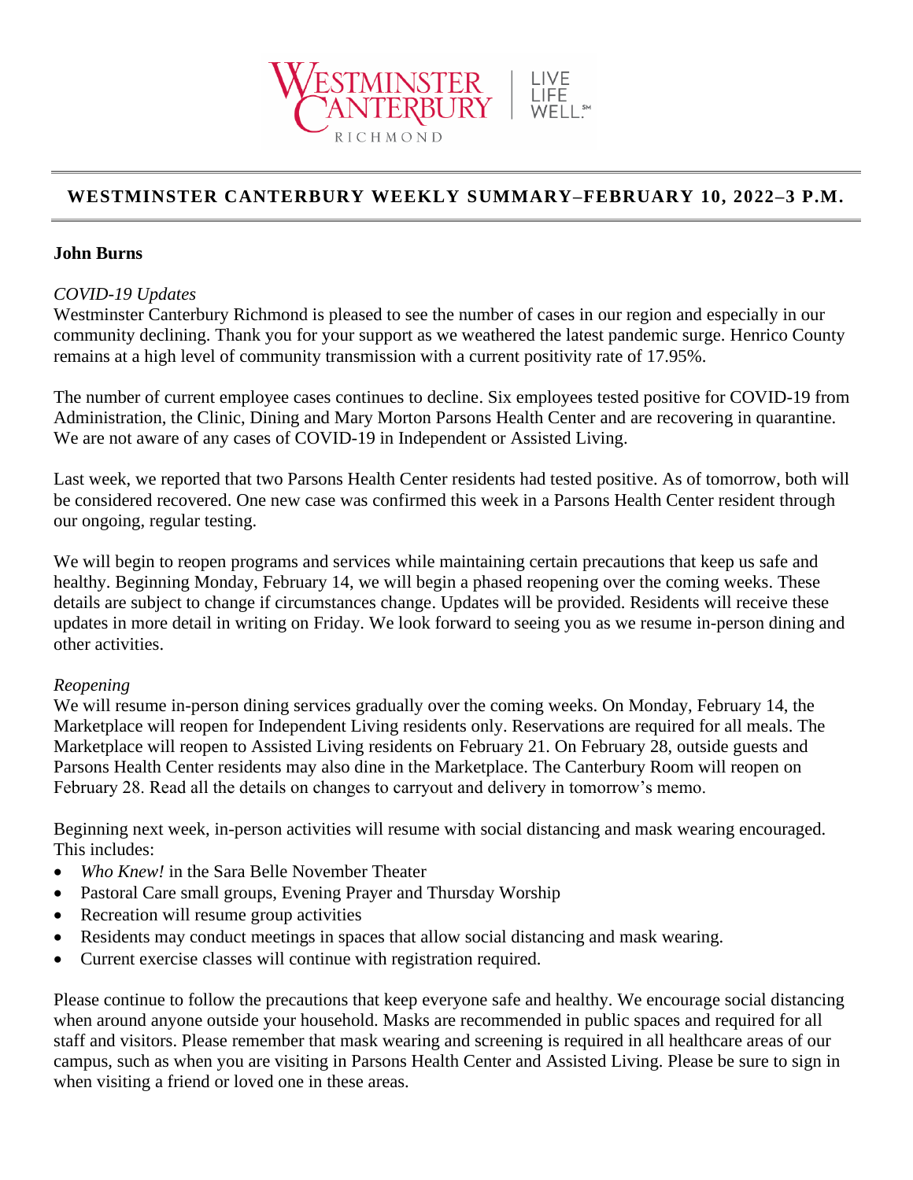# WESTMINSTER CANTERBURY WEEKLY SUMMARY–FEBRUARY 10, 2022–3 P.M.

**John Burns**

*COVID-19 Updates*

Westminster Canterbury Richmond is pleased to see the number of cases in our region and especially in our community declining. Thank you for your support as we weathered the latest pandemic surge. Henrico County remains at a high level of community transmission with a current positivity rate of 17.95%.

The number of current employee cases continues to decline. Six employees tested positive for COVID-19 from Administration, the Clinic, Dining and Mary Morton Parsons Health Center and are recovering in quarantine. We are not aware of any cases of COVID-19 in Independent or Assisted Living.

Last week, we reported that two Parsons Health Center residents had tested positive. As of tomorrow, both will be considered recovered. One new case was confirmed this week in a Parsons Health Center resident through our ongoing, regular testing.

We will begin to reopen programs and services while maintaining certain precautions that keep us safe and healthy. Beginning Monday, February 14, we will begin a phased reopening over the coming weeks. These details are subject to change if circumstances change. Updates will be provided. Residents will receive these updates in more detail in writing on Friday. We look forward to seeing you as we resume in-person dining and other activities.

*Reopening*

We will resume in-person dining services gradually over the coming weeks. On Monday, February 14, the Marketplace will reopen for Independent Living residents only. Reservations are required for all meals. The Marketplace will reopen to Assisted Living residents on February 21. On February 28, outside guests and Parsons Health Center residents may also dine in the Marketplace. The Canterbury Room will reopen on February 28. Read all the details on changes to carryout and delivery in tomorrow's memo.

Beginning next week, in-person activities will resume with social distancing and mask wearing encouraged. This includes:

- *Who Knew!* in the Sara Belle November Theater
- Pastoral Care small groups, Evening Prayer and Thursday Worship
- Recreation will resume group activities
- Residents may conduct meetings in spaces that allow social distancing and mask wearing.
- Current exercise classes will continue with registration required.

Please continue to follow the precautions that keep everyone safe and healthy. We encourage social distancing when around anyone outside your household. Masks are recommended in public spaces and required for all staff and visitors. Please remember that mask wearing and screening is required in all healthcare areas of our campus, such as when you are visiting in Parsons Health Center and Assisted Living. Please be sure to sign in when visiting a friend or loved one in these areas.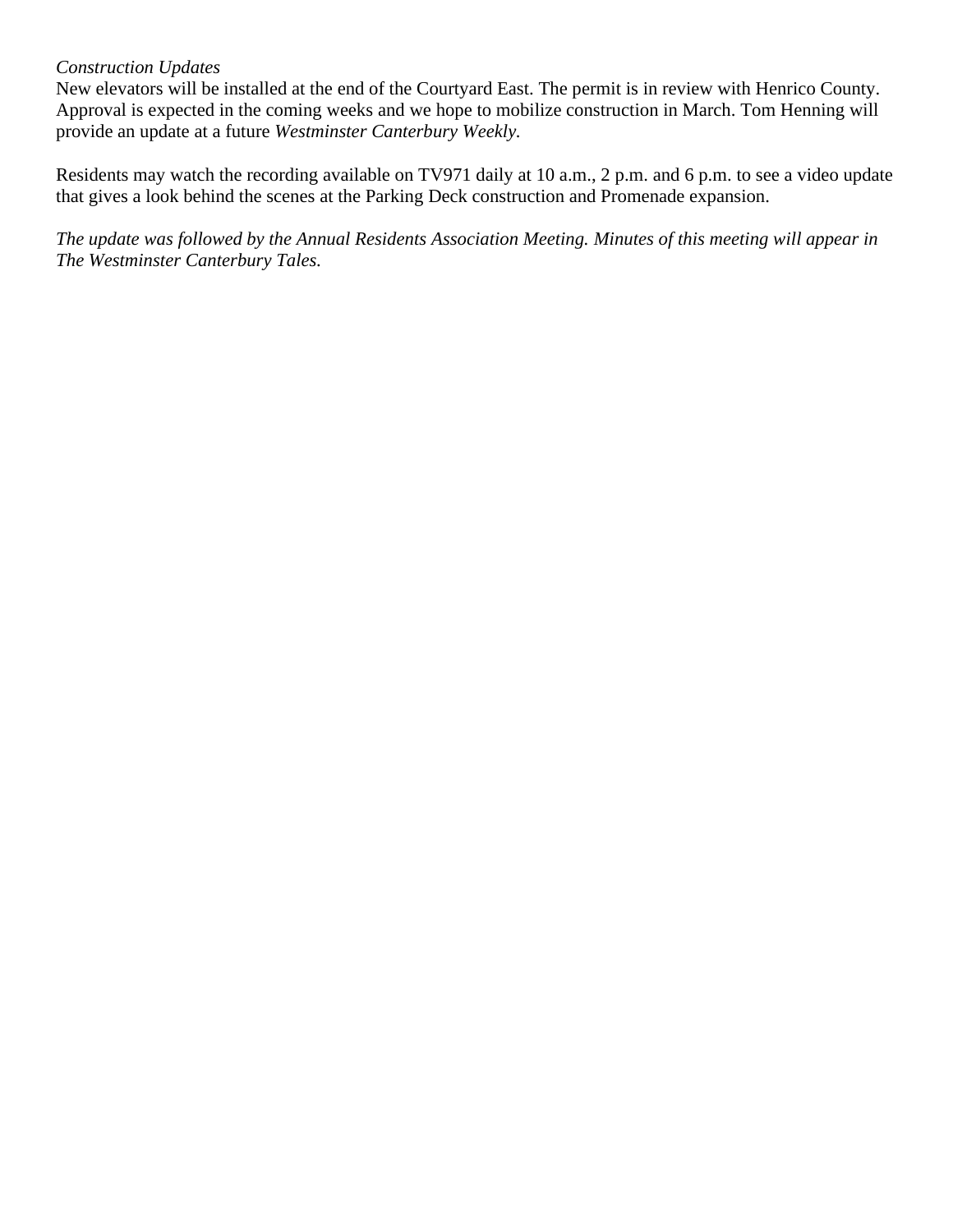*Construction Updates*
New elevators will be installed at the end of the Courtyard East. The permit is in review with Henrico County. Approval is expected in the coming weeks and we hope to mobilize construction in March. Tom Henning will provide an update at a future *Westminster Canterbury Weekly.*

Residents may watch the recording available on TV971 daily at 10 a.m., 2 p.m. and 6 p.m. to see a video update that gives a look behind the scenes at the Parking Deck construction and Promenade expansion.

*The update was followed by the Annual Residents Association Meeting. Minutes of this meeting will appear in The Westminster Canterbury Tales.*